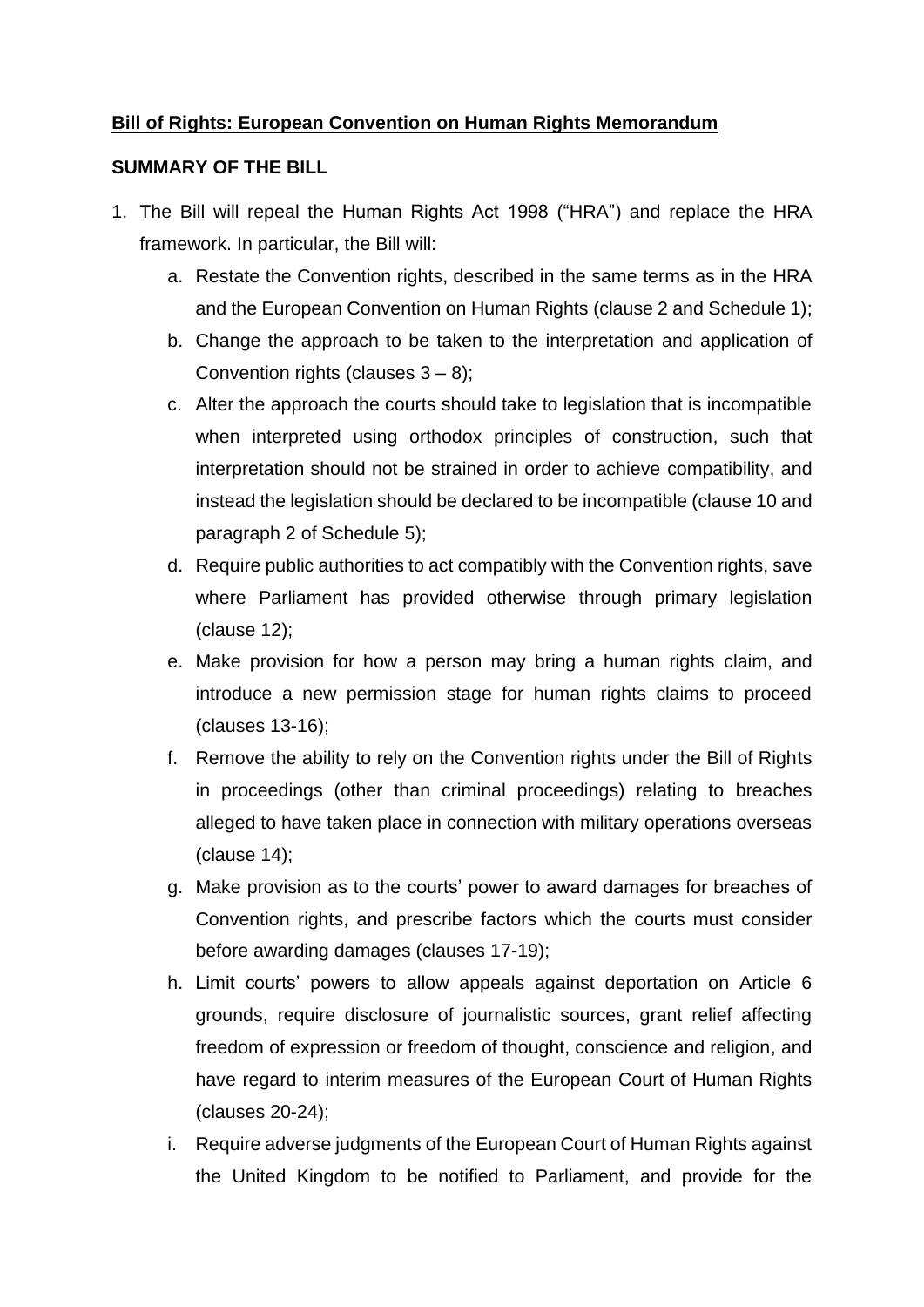**Bill of Rights: European Convention on Human Rights Memorandum**

**SUMMARY OF THE BILL**

1. The Bill will repeal the Human Rights Act 1998 ("HRA") and replace the HRA framework. In particular, the Bill will:
    a. Restate the Convention rights, described in the same terms as in the HRA and the European Convention on Human Rights (clause 2 and Schedule 1);
    b. Change the approach to be taken to the interpretation and application of Convention rights (clauses 3 – 8);
    c. Alter the approach the courts should take to legislation that is incompatible when interpreted using orthodox principles of construction, such that interpretation should not be strained in order to achieve compatibility, and instead the legislation should be declared to be incompatible (clause 10 and paragraph 2 of Schedule 5);
    d. Require public authorities to act compatibly with the Convention rights, save where Parliament has provided otherwise through primary legislation (clause 12);
    e. Make provision for how a person may bring a human rights claim, and introduce a new permission stage for human rights claims to proceed (clauses 13-16);
    f. Remove the ability to rely on the Convention rights under the Bill of Rights in proceedings (other than criminal proceedings) relating to breaches alleged to have taken place in connection with military operations overseas (clause 14);
    g. Make provision as to the courts' power to award damages for breaches of Convention rights, and prescribe factors which the courts must consider before awarding damages (clauses 17-19);
    h. Limit courts' powers to allow appeals against deportation on Article 6 grounds, require disclosure of journalistic sources, grant relief affecting freedom of expression or freedom of thought, conscience and religion, and have regard to interim measures of the European Court of Human Rights (clauses 20-24);
    i. Require adverse judgments of the European Court of Human Rights against the United Kingdom to be notified to Parliament, and provide for the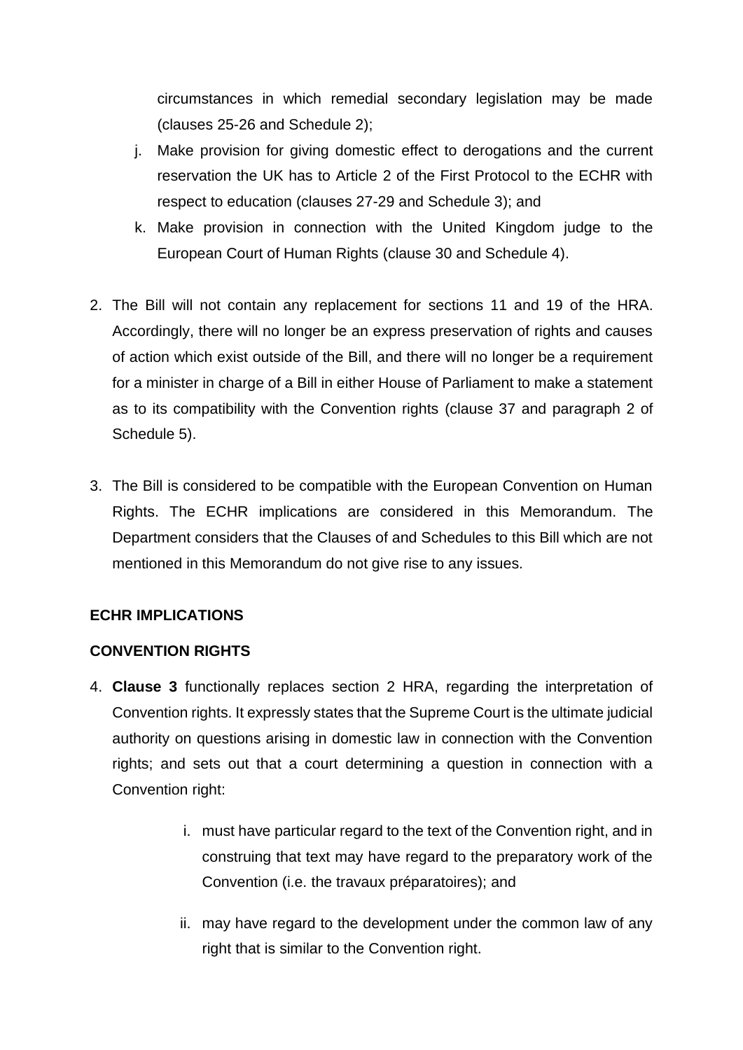circumstances in which remedial secondary legislation may be made (clauses 25-26 and Schedule 2);

j. Make provision for giving domestic effect to derogations and the current reservation the UK has to Article 2 of the First Protocol to the ECHR with respect to education (clauses 27-29 and Schedule 3); and

k. Make provision in connection with the United Kingdom judge to the European Court of Human Rights (clause 30 and Schedule 4).

2. The Bill will not contain any replacement for sections 11 and 19 of the HRA. Accordingly, there will no longer be an express preservation of rights and causes of action which exist outside of the Bill, and there will no longer be a requirement for a minister in charge of a Bill in either House of Parliament to make a statement as to its compatibility with the Convention rights (clause 37 and paragraph 2 of Schedule 5).

3. The Bill is considered to be compatible with the European Convention on Human Rights. The ECHR implications are considered in this Memorandum. The Department considers that the Clauses of and Schedules to this Bill which are not mentioned in this Memorandum do not give rise to any issues.

**ECHR IMPLICATIONS**

**CONVENTION RIGHTS**

4. **Clause 3** functionally replaces section 2 HRA, regarding the interpretation of Convention rights. It expressly states that the Supreme Court is the ultimate judicial authority on questions arising in domestic law in connection with the Convention rights; and sets out that a court determining a question in connection with a Convention right:

    i. must have particular regard to the text of the Convention right, and in construing that text may have regard to the preparatory work of the Convention (i.e. the travaux préparatoires); and

    ii. may have regard to the development under the common law of any right that is similar to the Convention right.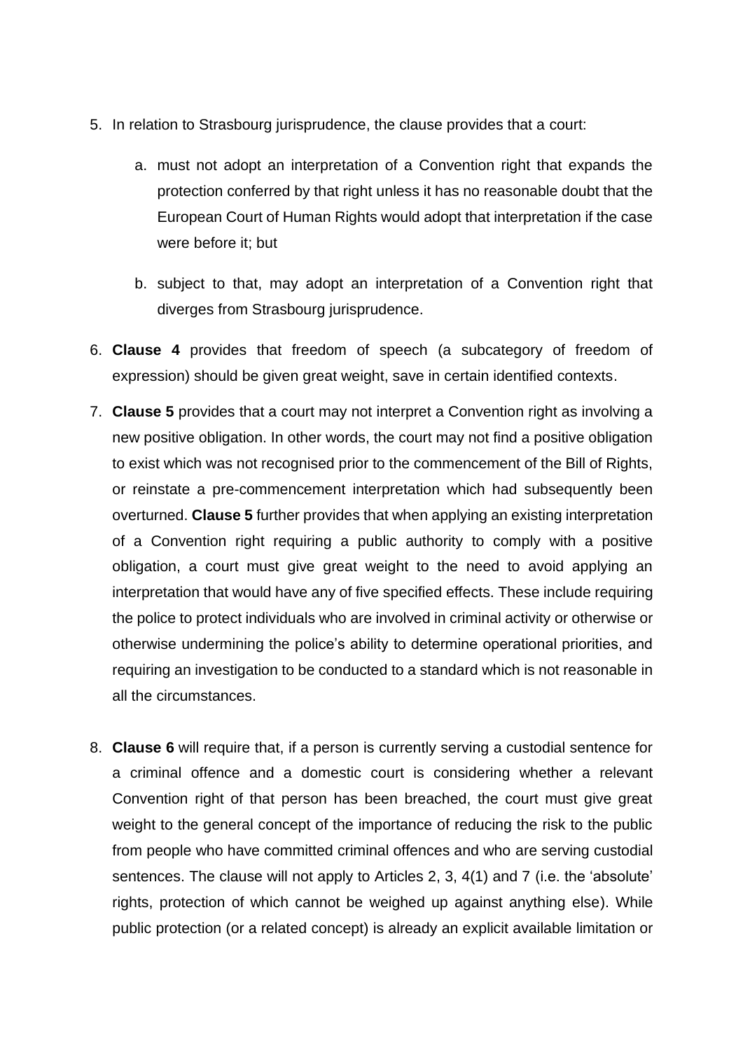5. In relation to Strasbourg jurisprudence, the clause provides that a court:

    a. must not adopt an interpretation of a Convention right that expands the protection conferred by that right unless it has no reasonable doubt that the European Court of Human Rights would adopt that interpretation if the case were before it; but

    b. subject to that, may adopt an interpretation of a Convention right that diverges from Strasbourg jurisprudence.

6. **Clause 4** provides that freedom of speech (a subcategory of freedom of expression) should be given great weight, save in certain identified contexts.

7. **Clause 5** provides that a court may not interpret a Convention right as involving a new positive obligation. In other words, the court may not find a positive obligation to exist which was not recognised prior to the commencement of the Bill of Rights, or reinstate a pre-commencement interpretation which had subsequently been overturned. **Clause 5** further provides that when applying an existing interpretation of a Convention right requiring a public authority to comply with a positive obligation, a court must give great weight to the need to avoid applying an interpretation that would have any of five specified effects. These include requiring the police to protect individuals who are involved in criminal activity or otherwise or otherwise undermining the police's ability to determine operational priorities, and requiring an investigation to be conducted to a standard which is not reasonable in all the circumstances.

8. **Clause 6** will require that, if a person is currently serving a custodial sentence for a criminal offence and a domestic court is considering whether a relevant Convention right of that person has been breached, the court must give great weight to the general concept of the importance of reducing the risk to the public from people who have committed criminal offences and who are serving custodial sentences. The clause will not apply to Articles 2, 3, 4(1) and 7 (i.e. the 'absolute' rights, protection of which cannot be weighed up against anything else). While public protection (or a related concept) is already an explicit available limitation or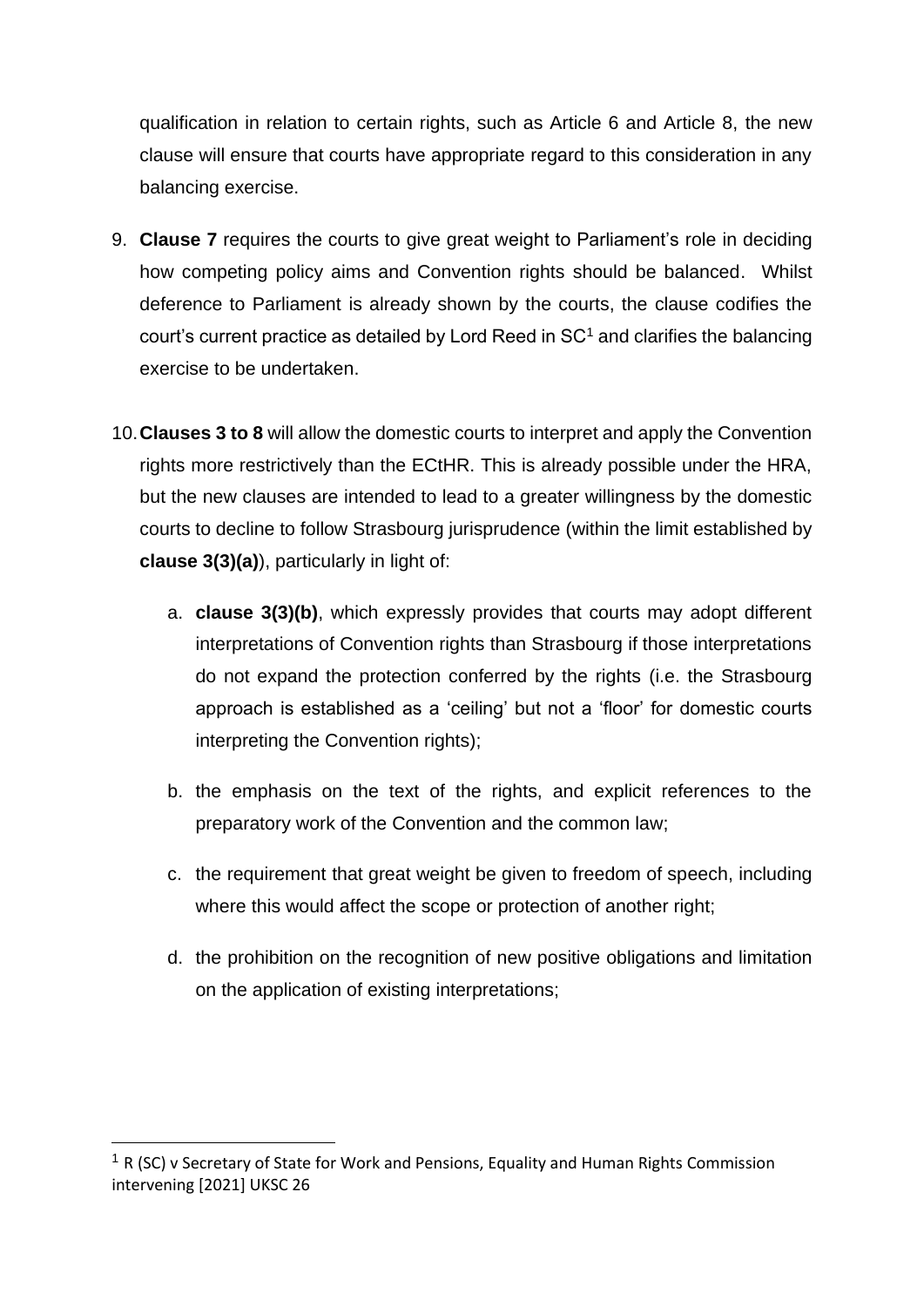qualification in relation to certain rights, such as Article 6 and Article 8, the new clause will ensure that courts have appropriate regard to this consideration in any balancing exercise.

9. **Clause 7** requires the courts to give great weight to Parliament's role in deciding how competing policy aims and Convention rights should be balanced. Whilst deference to Parliament is already shown by the courts, the clause codifies the court's current practice as detailed by Lord Reed in SC[1] and clarifies the balancing exercise to be undertaken.

10. **Clauses 3 to 8** will allow the domestic courts to interpret and apply the Convention rights more restrictively than the ECtHR. This is already possible under the HRA, but the new clauses are intended to lead to a greater willingness by the domestic courts to decline to follow Strasbourg jurisprudence (within the limit established by **clause 3(3)(a)**), particularly in light of:

    a. **clause 3(3)(b)**, which expressly provides that courts may adopt different interpretations of Convention rights than Strasbourg if those interpretations do not expand the protection conferred by the rights (i.e. the Strasbourg approach is established as a 'ceiling' but not a 'floor' for domestic courts interpreting the Convention rights);

    b. the emphasis on the text of the rights, and explicit references to the preparatory work of the Convention and the common law;

    c. the requirement that great weight be given to freedom of speech, including where this would affect the scope or protection of another right;

    d. the prohibition on the recognition of new positive obligations and limitation on the application of existing interpretations;

---

[1] R (SC) v Secretary of State for Work and Pensions, Equality and Human Rights Commission intervening [2021] UKSC 26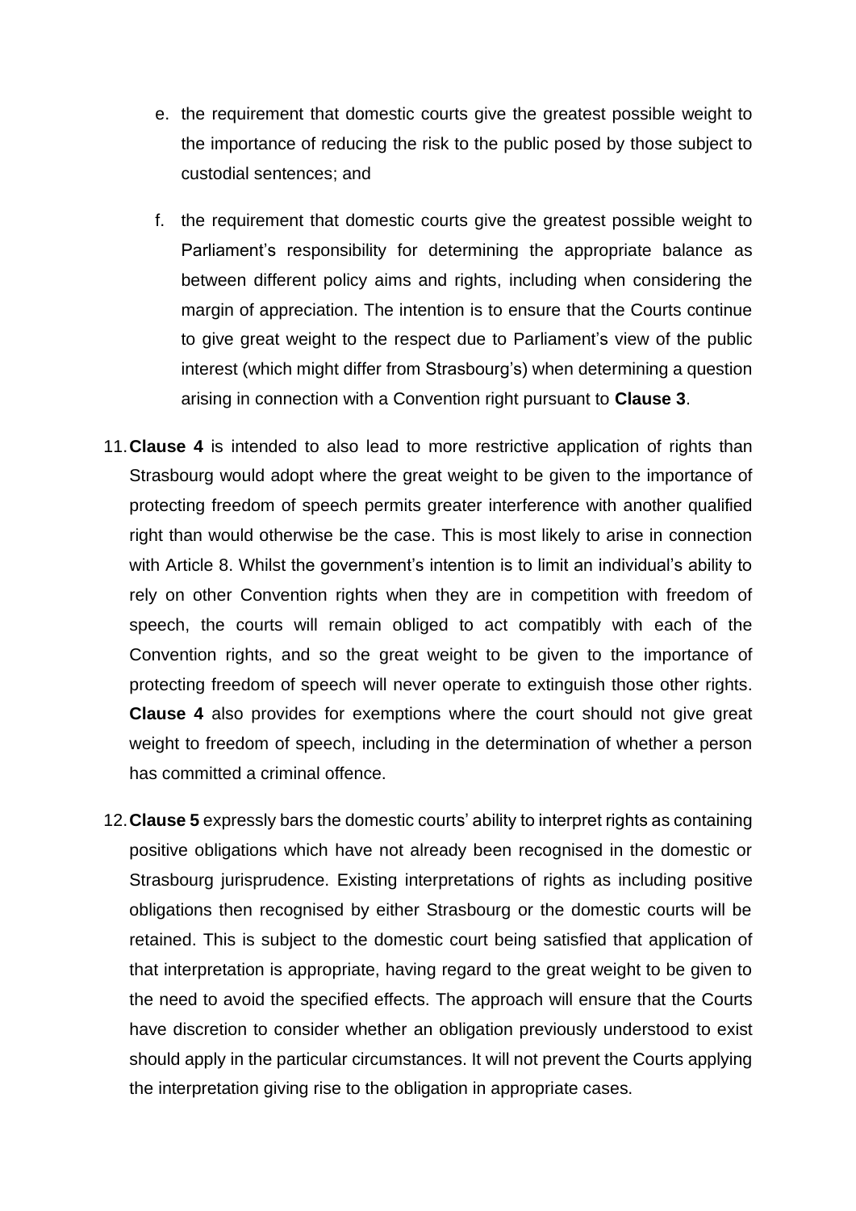e. the requirement that domestic courts give the greatest possible weight to the importance of reducing the risk to the public posed by those subject to custodial sentences; and

f. the requirement that domestic courts give the greatest possible weight to Parliament's responsibility for determining the appropriate balance as between different policy aims and rights, including when considering the margin of appreciation. The intention is to ensure that the Courts continue to give great weight to the respect due to Parliament's view of the public interest (which might differ from Strasbourg's) when determining a question arising in connection with a Convention right pursuant to **Clause 3**.

11. **Clause 4** is intended to also lead to more restrictive application of rights than Strasbourg would adopt where the great weight to be given to the importance of protecting freedom of speech permits greater interference with another qualified right than would otherwise be the case. This is most likely to arise in connection with Article 8. Whilst the government's intention is to limit an individual's ability to rely on other Convention rights when they are in competition with freedom of speech, the courts will remain obliged to act compatibly with each of the Convention rights, and so the great weight to be given to the importance of protecting freedom of speech will never operate to extinguish those other rights. **Clause 4** also provides for exemptions where the court should not give great weight to freedom of speech, including in the determination of whether a person has committed a criminal offence.

12. **Clause 5** expressly bars the domestic courts' ability to interpret rights as containing positive obligations which have not already been recognised in the domestic or Strasbourg jurisprudence. Existing interpretations of rights as including positive obligations then recognised by either Strasbourg or the domestic courts will be retained. This is subject to the domestic court being satisfied that application of that interpretation is appropriate, having regard to the great weight to be given to the need to avoid the specified effects. The approach will ensure that the Courts have discretion to consider whether an obligation previously understood to exist should apply in the particular circumstances. It will not prevent the Courts applying the interpretation giving rise to the obligation in appropriate cases.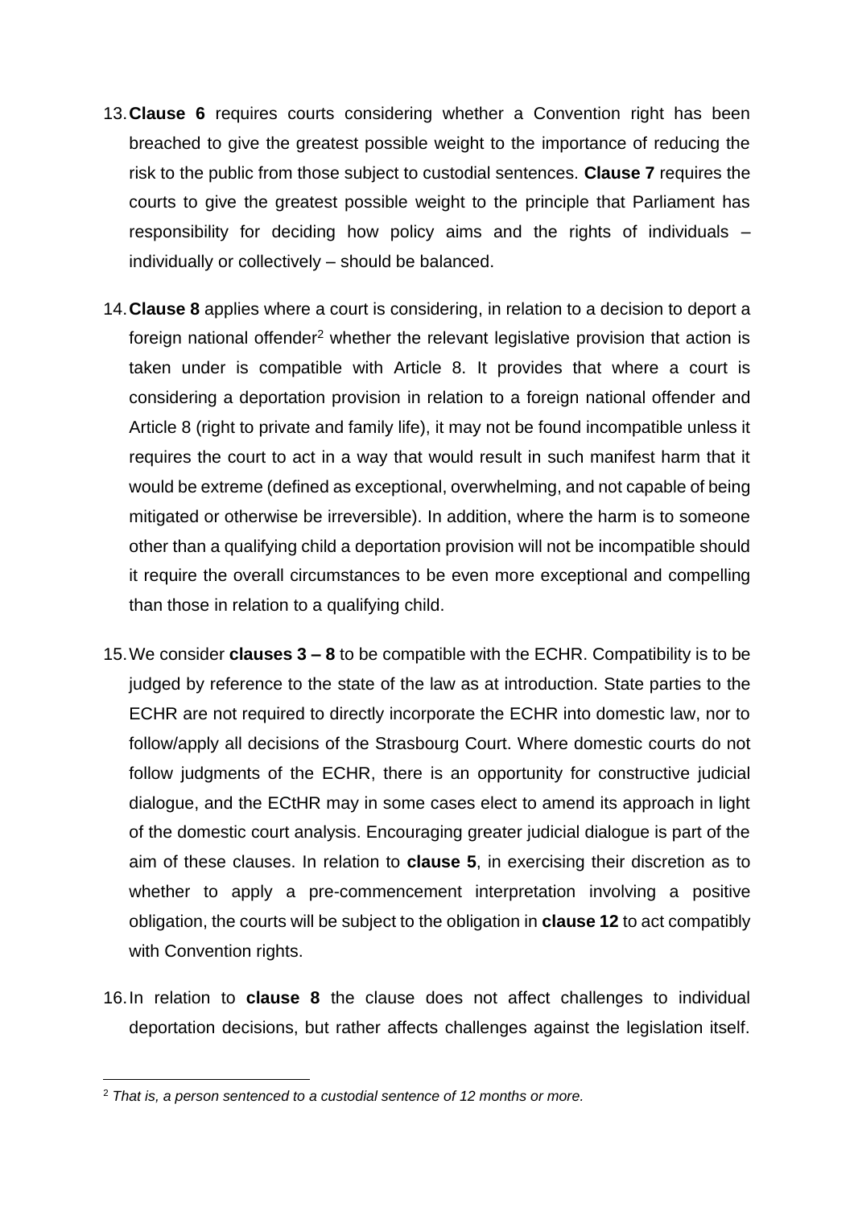13. **Clause 6** requires courts considering whether a Convention right has been breached to give the greatest possible weight to the importance of reducing the risk to the public from those subject to custodial sentences. **Clause 7** requires the courts to give the greatest possible weight to the principle that Parliament has responsibility for deciding how policy aims and the rights of individuals – individually or collectively – should be balanced.

14. **Clause 8** applies where a court is considering, in relation to a decision to deport a foreign national offender[2] whether the relevant legislative provision that action is taken under is compatible with Article 8. It provides that where a court is considering a deportation provision in relation to a foreign national offender and Article 8 (right to private and family life), it may not be found incompatible unless it requires the court to act in a way that would result in such manifest harm that it would be extreme (defined as exceptional, overwhelming, and not capable of being mitigated or otherwise be irreversible). In addition, where the harm is to someone other than a qualifying child a deportation provision will not be incompatible should it require the overall circumstances to be even more exceptional and compelling than those in relation to a qualifying child.

15. We consider **clauses 3 – 8** to be compatible with the ECHR. Compatibility is to be judged by reference to the state of the law as at introduction. State parties to the ECHR are not required to directly incorporate the ECHR into domestic law, nor to follow/apply all decisions of the Strasbourg Court. Where domestic courts do not follow judgments of the ECHR, there is an opportunity for constructive judicial dialogue, and the ECtHR may in some cases elect to amend its approach in light of the domestic court analysis. Encouraging greater judicial dialogue is part of the aim of these clauses. In relation to **clause 5**, in exercising their discretion as to whether to apply a pre-commencement interpretation involving a positive obligation, the courts will be subject to the obligation in **clause 12** to act compatibly with Convention rights.

16. In relation to **clause 8** the clause does not affect challenges to individual deportation decisions, but rather affects challenges against the legislation itself.

---

[2] *That is, a person sentenced to a custodial sentence of 12 months or more.*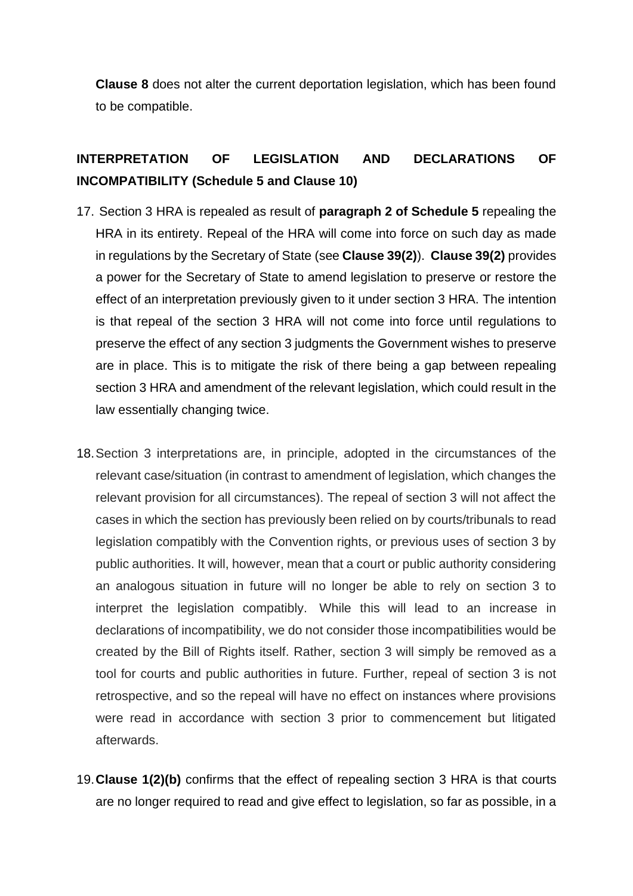**Clause 8** does not alter the current deportation legislation, which has been found to be compatible.

## INTERPRETATION OF LEGISLATION AND DECLARATIONS OF INCOMPATIBILITY (Schedule 5 and Clause 10)

17. Section 3 HRA is repealed as result of **paragraph 2 of Schedule 5** repealing the HRA in its entirety. Repeal of the HRA will come into force on such day as made in regulations by the Secretary of State (see **Clause 39(2)**). **Clause 39(2)** provides a power for the Secretary of State to amend legislation to preserve or restore the effect of an interpretation previously given to it under section 3 HRA. The intention is that repeal of the section 3 HRA will not come into force until regulations to preserve the effect of any section 3 judgments the Government wishes to preserve are in place. This is to mitigate the risk of there being a gap between repealing section 3 HRA and amendment of the relevant legislation, which could result in the law essentially changing twice.

18. Section 3 interpretations are, in principle, adopted in the circumstances of the relevant case/situation (in contrast to amendment of legislation, which changes the relevant provision for all circumstances). The repeal of section 3 will not affect the cases in which the section has previously been relied on by courts/tribunals to read legislation compatibly with the Convention rights, or previous uses of section 3 by public authorities. It will, however, mean that a court or public authority considering an analogous situation in future will no longer be able to rely on section 3 to interpret the legislation compatibly. While this will lead to an increase in declarations of incompatibility, we do not consider those incompatibilities would be created by the Bill of Rights itself. Rather, section 3 will simply be removed as a tool for courts and public authorities in future. Further, repeal of section 3 is not retrospective, and so the repeal will have no effect on instances where provisions were read in accordance with section 3 prior to commencement but litigated afterwards.

19. **Clause 1(2)(b)** confirms that the effect of repealing section 3 HRA is that courts are no longer required to read and give effect to legislation, so far as possible, in a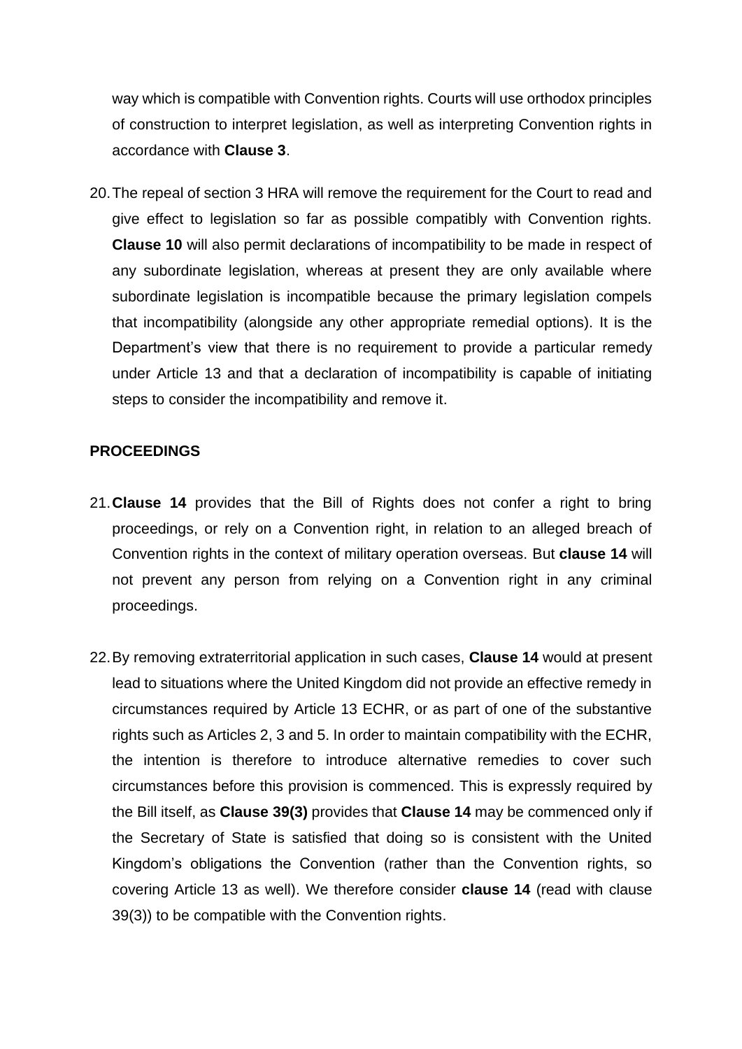way which is compatible with Convention rights. Courts will use orthodox principles of construction to interpret legislation, as well as interpreting Convention rights in accordance with **Clause 3**.

20. The repeal of section 3 HRA will remove the requirement for the Court to read and give effect to legislation so far as possible compatibly with Convention rights. **Clause 10** will also permit declarations of incompatibility to be made in respect of any subordinate legislation, whereas at present they are only available where subordinate legislation is incompatible because the primary legislation compels that incompatibility (alongside any other appropriate remedial options). It is the Department's view that there is no requirement to provide a particular remedy under Article 13 and that a declaration of incompatibility is capable of initiating steps to consider the incompatibility and remove it.

## PROCEEDINGS

21. **Clause 14** provides that the Bill of Rights does not confer a right to bring proceedings, or rely on a Convention right, in relation to an alleged breach of Convention rights in the context of military operation overseas. But **clause 14** will not prevent any person from relying on a Convention right in any criminal proceedings.

22. By removing extraterritorial application in such cases, **Clause 14** would at present lead to situations where the United Kingdom did not provide an effective remedy in circumstances required by Article 13 ECHR, or as part of one of the substantive rights such as Articles 2, 3 and 5. In order to maintain compatibility with the ECHR, the intention is therefore to introduce alternative remedies to cover such circumstances before this provision is commenced. This is expressly required by the Bill itself, as **Clause 39(3)** provides that **Clause 14** may be commenced only if the Secretary of State is satisfied that doing so is consistent with the United Kingdom's obligations the Convention (rather than the Convention rights, so covering Article 13 as well). We therefore consider **clause 14** (read with clause 39(3)) to be compatible with the Convention rights.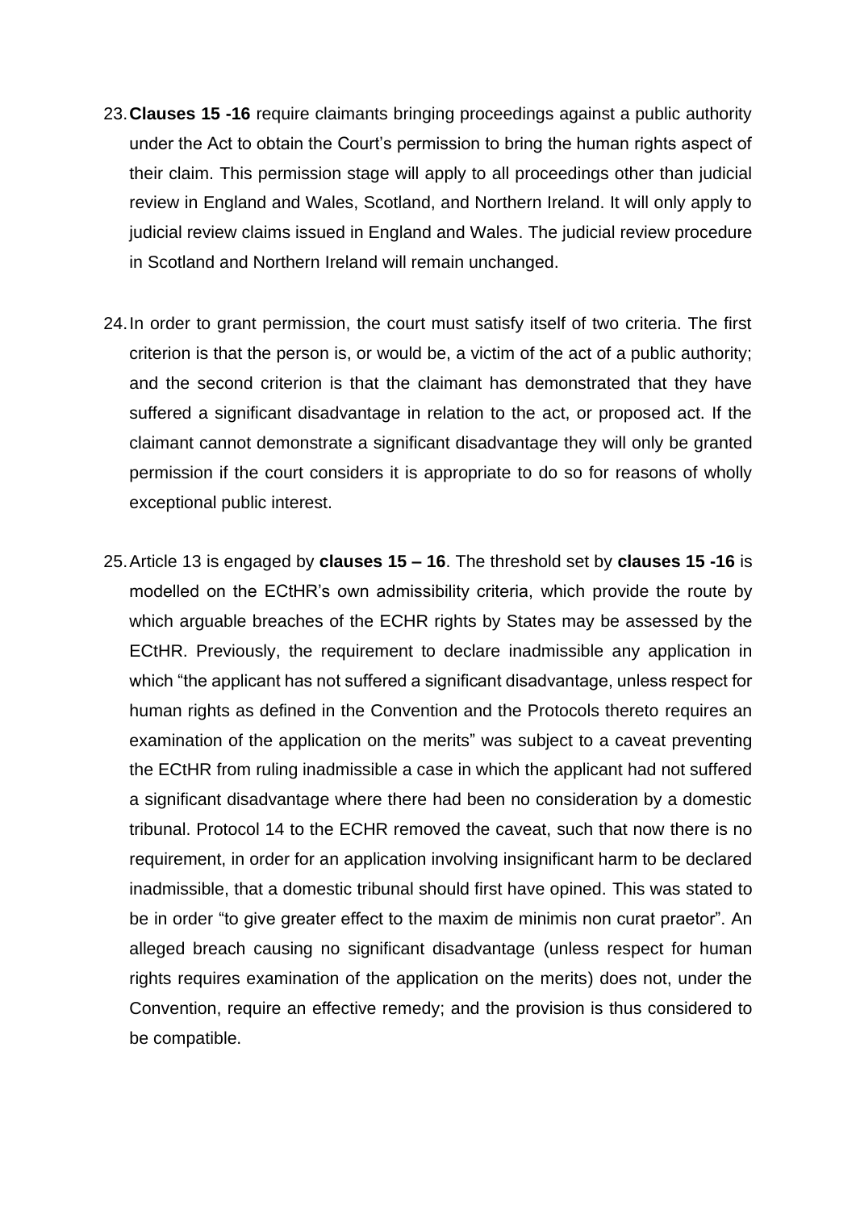23. **Clauses 15 -16** require claimants bringing proceedings against a public authority under the Act to obtain the Court's permission to bring the human rights aspect of their claim. This permission stage will apply to all proceedings other than judicial review in England and Wales, Scotland, and Northern Ireland. It will only apply to judicial review claims issued in England and Wales. The judicial review procedure in Scotland and Northern Ireland will remain unchanged.

24. In order to grant permission, the court must satisfy itself of two criteria. The first criterion is that the person is, or would be, a victim of the act of a public authority; and the second criterion is that the claimant has demonstrated that they have suffered a significant disadvantage in relation to the act, or proposed act. If the claimant cannot demonstrate a significant disadvantage they will only be granted permission if the court considers it is appropriate to do so for reasons of wholly exceptional public interest.

25. Article 13 is engaged by **clauses 15 – 16**. The threshold set by **clauses 15 -16** is modelled on the ECtHR's own admissibility criteria, which provide the route by which arguable breaches of the ECHR rights by States may be assessed by the ECtHR. Previously, the requirement to declare inadmissible any application in which "the applicant has not suffered a significant disadvantage, unless respect for human rights as defined in the Convention and the Protocols thereto requires an examination of the application on the merits" was subject to a caveat preventing the ECtHR from ruling inadmissible a case in which the applicant had not suffered a significant disadvantage where there had been no consideration by a domestic tribunal. Protocol 14 to the ECHR removed the caveat, such that now there is no requirement, in order for an application involving insignificant harm to be declared inadmissible, that a domestic tribunal should first have opined. This was stated to be in order "to give greater effect to the maxim de minimis non curat praetor". An alleged breach causing no significant disadvantage (unless respect for human rights requires examination of the application on the merits) does not, under the Convention, require an effective remedy; and the provision is thus considered to be compatible.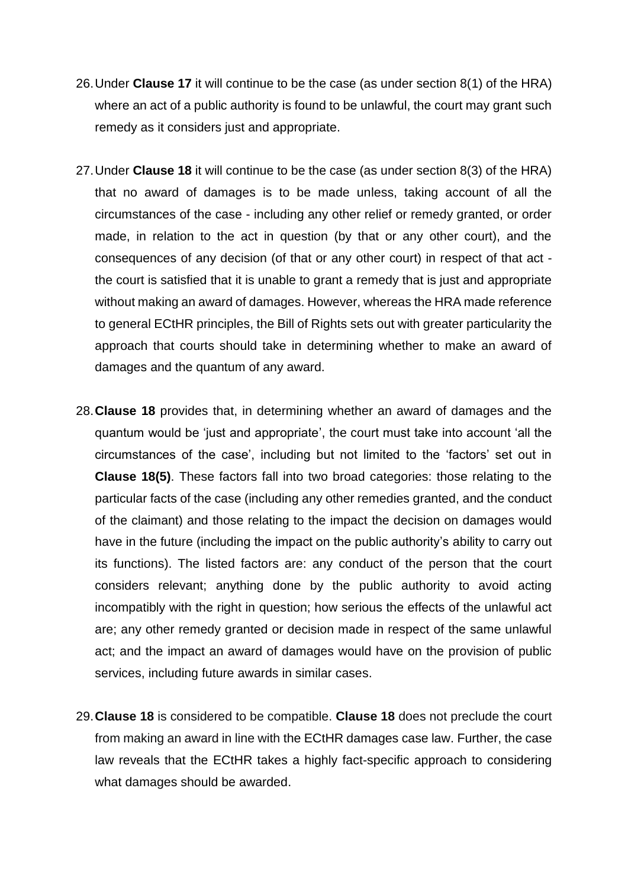26. Under **Clause 17** it will continue to be the case (as under section 8(1) of the HRA) where an act of a public authority is found to be unlawful, the court may grant such remedy as it considers just and appropriate.

27. Under **Clause 18** it will continue to be the case (as under section 8(3) of the HRA) that no award of damages is to be made unless, taking account of all the circumstances of the case - including any other relief or remedy granted, or order made, in relation to the act in question (by that or any other court), and the consequences of any decision (of that or any other court) in respect of that act - the court is satisfied that it is unable to grant a remedy that is just and appropriate without making an award of damages. However, whereas the HRA made reference to general ECtHR principles, the Bill of Rights sets out with greater particularity the approach that courts should take in determining whether to make an award of damages and the quantum of any award.

28. **Clause 18** provides that, in determining whether an award of damages and the quantum would be 'just and appropriate', the court must take into account 'all the circumstances of the case', including but not limited to the 'factors' set out in **Clause 18(5)**. These factors fall into two broad categories: those relating to the particular facts of the case (including any other remedies granted, and the conduct of the claimant) and those relating to the impact the decision on damages would have in the future (including the impact on the public authority's ability to carry out its functions). The listed factors are: any conduct of the person that the court considers relevant; anything done by the public authority to avoid acting incompatibly with the right in question; how serious the effects of the unlawful act are; any other remedy granted or decision made in respect of the same unlawful act; and the impact an award of damages would have on the provision of public services, including future awards in similar cases.

29. **Clause 18** is considered to be compatible. **Clause 18** does not preclude the court from making an award in line with the ECtHR damages case law. Further, the case law reveals that the ECtHR takes a highly fact-specific approach to considering what damages should be awarded.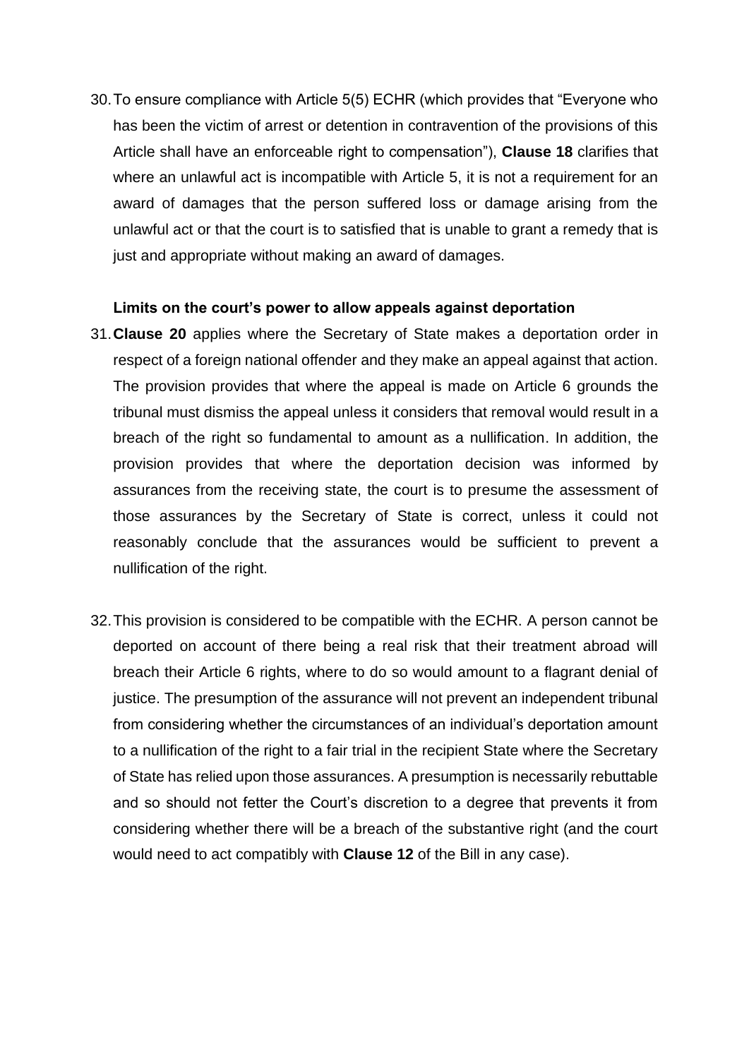30. To ensure compliance with Article 5(5) ECHR (which provides that “Everyone who has been the victim of arrest or detention in contravention of the provisions of this Article shall have an enforceable right to compensation”), **Clause 18** clarifies that where an unlawful act is incompatible with Article 5, it is not a requirement for an award of damages that the person suffered loss or damage arising from the unlawful act or that the court is to satisfied that is unable to grant a remedy that is just and appropriate without making an award of damages.

**Limits on the court’s power to allow appeals against deportation**

31. **Clause 20** applies where the Secretary of State makes a deportation order in respect of a foreign national offender and they make an appeal against that action. The provision provides that where the appeal is made on Article 6 grounds the tribunal must dismiss the appeal unless it considers that removal would result in a breach of the right so fundamental to amount as a nullification. In addition, the provision provides that where the deportation decision was informed by assurances from the receiving state, the court is to presume the assessment of those assurances by the Secretary of State is correct, unless it could not reasonably conclude that the assurances would be sufficient to prevent a nullification of the right.

32. This provision is considered to be compatible with the ECHR. A person cannot be deported on account of there being a real risk that their treatment abroad will breach their Article 6 rights, where to do so would amount to a flagrant denial of justice. The presumption of the assurance will not prevent an independent tribunal from considering whether the circumstances of an individual’s deportation amount to a nullification of the right to a fair trial in the recipient State where the Secretary of State has relied upon those assurances. A presumption is necessarily rebuttable and so should not fetter the Court’s discretion to a degree that prevents it from considering whether there will be a breach of the substantive right (and the court would need to act compatibly with **Clause 12** of the Bill in any case).